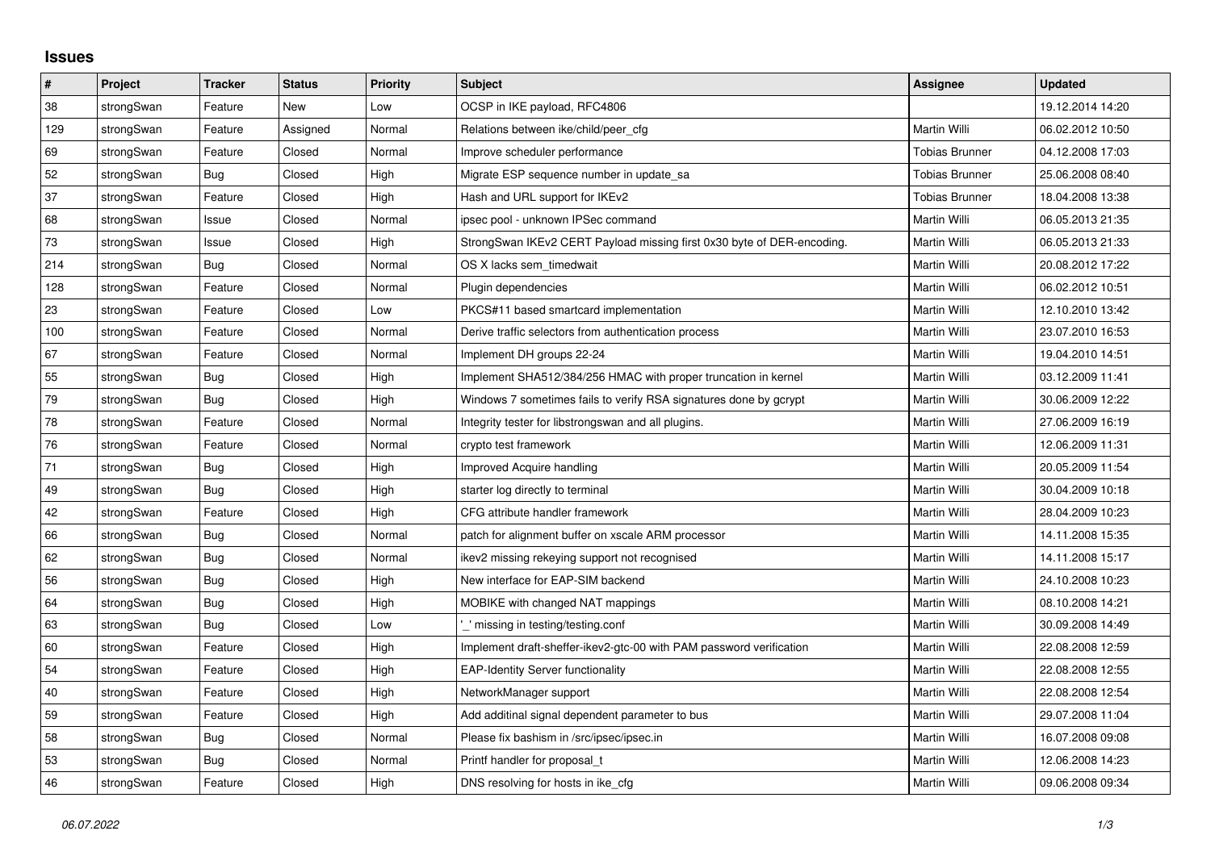# Issues

| # | Project | Tracker | Status | Priority | Subject | Assignee | Updated |
|---|---|---|---|---|---|---|---|
| 38 | strongSwan | Feature | New | Low | OCSP in IKE payload, RFC4806 | | 19.12.2014 14:20 |
| 129 | strongSwan | Feature | Assigned | Normal | Relations between ike/child/peer_cfg | Martin Willi | 06.02.2012 10:50 |
| 69 | strongSwan | Feature | Closed | Normal | Improve scheduler performance | Tobias Brunner | 04.12.2008 17:03 |
| 52 | strongSwan | Bug | Closed | High | Migrate ESP sequence number in update_sa | Tobias Brunner | 25.06.2008 08:40 |
| 37 | strongSwan | Feature | Closed | High | Hash and URL support for IKEv2 | Tobias Brunner | 18.04.2008 13:38 |
| 68 | strongSwan | Issue | Closed | Normal | ipsec pool - unknown IPSec command | Martin Willi | 06.05.2013 21:35 |
| 73 | strongSwan | Issue | Closed | High | StrongSwan IKEv2 CERT Payload missing first 0x30 byte of DER-encoding. | Martin Willi | 06.05.2013 21:33 |
| 214 | strongSwan | Bug | Closed | Normal | OS X lacks sem_timedwait | Martin Willi | 20.08.2012 17:22 |
| 128 | strongSwan | Feature | Closed | Normal | Plugin dependencies | Martin Willi | 06.02.2012 10:51 |
| 23 | strongSwan | Feature | Closed | Low | PKCS#11 based smartcard implementation | Martin Willi | 12.10.2010 13:42 |
| 100 | strongSwan | Feature | Closed | Normal | Derive traffic selectors from authentication process | Martin Willi | 23.07.2010 16:53 |
| 67 | strongSwan | Feature | Closed | Normal | Implement DH groups 22-24 | Martin Willi | 19.04.2010 14:51 |
| 55 | strongSwan | Bug | Closed | High | Implement SHA512/384/256 HMAC with proper truncation in kernel | Martin Willi | 03.12.2009 11:41 |
| 79 | strongSwan | Bug | Closed | High | Windows 7 sometimes fails to verify RSA signatures done by gcrypt | Martin Willi | 30.06.2009 12:22 |
| 78 | strongSwan | Feature | Closed | Normal | Integrity tester for libstrongswan and all plugins. | Martin Willi | 27.06.2009 16:19 |
| 76 | strongSwan | Feature | Closed | Normal | crypto test framework | Martin Willi | 12.06.2009 11:31 |
| 71 | strongSwan | Bug | Closed | High | Improved Acquire handling | Martin Willi | 20.05.2009 11:54 |
| 49 | strongSwan | Bug | Closed | High | starter log directly to terminal | Martin Willi | 30.04.2009 10:18 |
| 42 | strongSwan | Feature | Closed | High | CFG attribute handler framework | Martin Willi | 28.04.2009 10:23 |
| 66 | strongSwan | Bug | Closed | Normal | patch for alignment buffer on xscale ARM processor | Martin Willi | 14.11.2008 15:35 |
| 62 | strongSwan | Bug | Closed | Normal | ikev2 missing rekeying support not recognised | Martin Willi | 14.11.2008 15:17 |
| 56 | strongSwan | Bug | Closed | High | New interface for EAP-SIM backend | Martin Willi | 24.10.2008 10:23 |
| 64 | strongSwan | Bug | Closed | High | MOBIKE with changed NAT mappings | Martin Willi | 08.10.2008 14:21 |
| 63 | strongSwan | Bug | Closed | Low | '_' missing in testing/testing.conf | Martin Willi | 30.09.2008 14:49 |
| 60 | strongSwan | Feature | Closed | High | Implement draft-sheffer-ikev2-gtc-00 with PAM password verification | Martin Willi | 22.08.2008 12:59 |
| 54 | strongSwan | Feature | Closed | High | EAP-Identity Server functionality | Martin Willi | 22.08.2008 12:55 |
| 40 | strongSwan | Feature | Closed | High | NetworkManager support | Martin Willi | 22.08.2008 12:54 |
| 59 | strongSwan | Feature | Closed | High | Add additinal signal dependent parameter to bus | Martin Willi | 29.07.2008 11:04 |
| 58 | strongSwan | Bug | Closed | Normal | Please fix bashism in /src/ipsec/ipsec.in | Martin Willi | 16.07.2008 09:08 |
| 53 | strongSwan | Bug | Closed | Normal | Printf handler for proposal_t | Martin Willi | 12.06.2008 14:23 |
| 46 | strongSwan | Feature | Closed | High | DNS resolving for hosts in ike_cfg | Martin Willi | 09.06.2008 09:34 |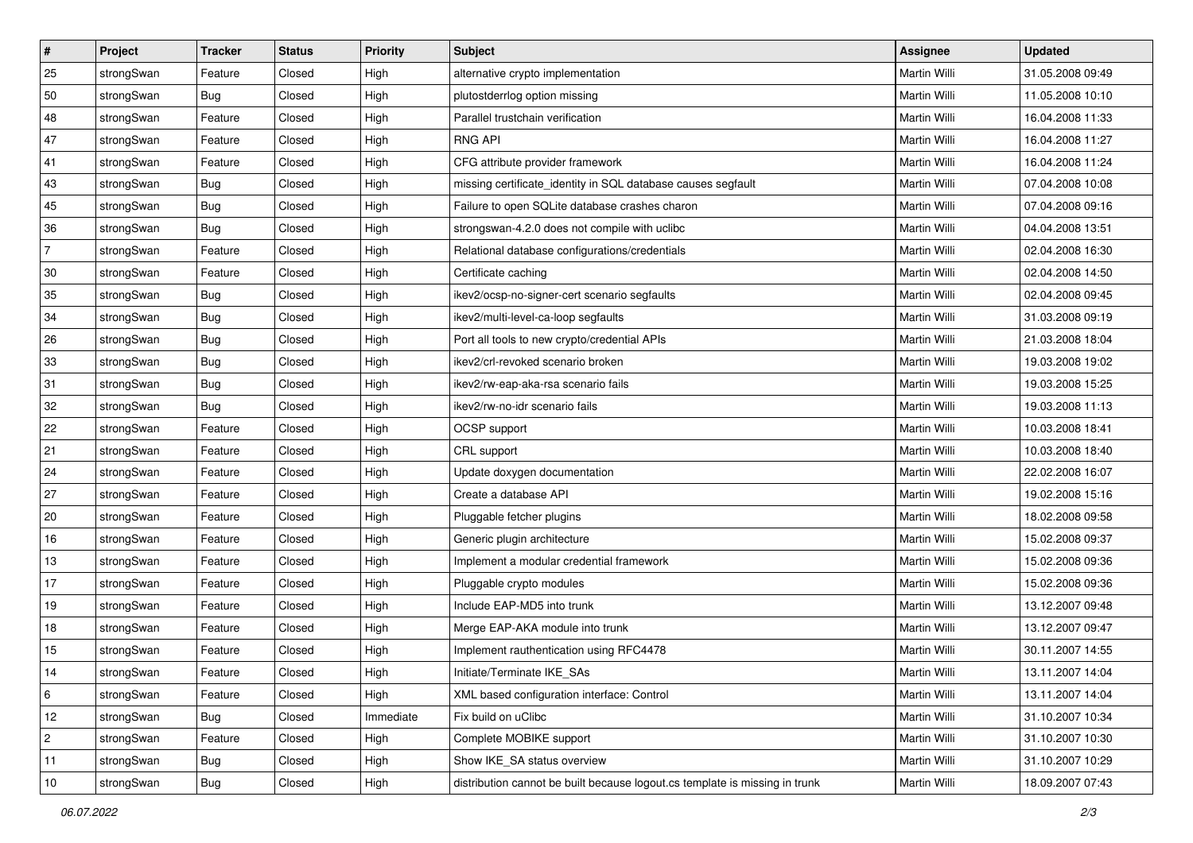| # | Project | Tracker | Status | Priority | Subject | Assignee | Updated |
|---|---|---|---|---|---|---|---|
| 25 | strongSwan | Feature | Closed | High | alternative crypto implementation | Martin Willi | 31.05.2008 09:49 |
| 50 | strongSwan | Bug | Closed | High | plutostderrlog option missing | Martin Willi | 11.05.2008 10:10 |
| 48 | strongSwan | Feature | Closed | High | Parallel trustchain verification | Martin Willi | 16.04.2008 11:33 |
| 47 | strongSwan | Feature | Closed | High | RNG API | Martin Willi | 16.04.2008 11:27 |
| 41 | strongSwan | Feature | Closed | High | CFG attribute provider framework | Martin Willi | 16.04.2008 11:24 |
| 43 | strongSwan | Bug | Closed | High | missing certificate_identity in SQL database causes segfault | Martin Willi | 07.04.2008 10:08 |
| 45 | strongSwan | Bug | Closed | High | Failure to open SQLite database crashes charon | Martin Willi | 07.04.2008 09:16 |
| 36 | strongSwan | Bug | Closed | High | strongswan-4.2.0 does not compile with uclibc | Martin Willi | 04.04.2008 13:51 |
| 7 | strongSwan | Feature | Closed | High | Relational database configurations/credentials | Martin Willi | 02.04.2008 16:30 |
| 30 | strongSwan | Feature | Closed | High | Certificate caching | Martin Willi | 02.04.2008 14:50 |
| 35 | strongSwan | Bug | Closed | High | ikev2/ocsp-no-signer-cert scenario segfaults | Martin Willi | 02.04.2008 09:45 |
| 34 | strongSwan | Bug | Closed | High | ikev2/multi-level-ca-loop segfaults | Martin Willi | 31.03.2008 09:19 |
| 26 | strongSwan | Bug | Closed | High | Port all tools to new crypto/credential APIs | Martin Willi | 21.03.2008 18:04 |
| 33 | strongSwan | Bug | Closed | High | ikev2/crl-revoked scenario broken | Martin Willi | 19.03.2008 19:02 |
| 31 | strongSwan | Bug | Closed | High | ikev2/rw-eap-aka-rsa scenario fails | Martin Willi | 19.03.2008 15:25 |
| 32 | strongSwan | Bug | Closed | High | ikev2/rw-no-idr scenario fails | Martin Willi | 19.03.2008 11:13 |
| 22 | strongSwan | Feature | Closed | High | OCSP support | Martin Willi | 10.03.2008 18:41 |
| 21 | strongSwan | Feature | Closed | High | CRL support | Martin Willi | 10.03.2008 18:40 |
| 24 | strongSwan | Feature | Closed | High | Update doxygen documentation | Martin Willi | 22.02.2008 16:07 |
| 27 | strongSwan | Feature | Closed | High | Create a database API | Martin Willi | 19.02.2008 15:16 |
| 20 | strongSwan | Feature | Closed | High | Pluggable fetcher plugins | Martin Willi | 18.02.2008 09:58 |
| 16 | strongSwan | Feature | Closed | High | Generic plugin architecture | Martin Willi | 15.02.2008 09:37 |
| 13 | strongSwan | Feature | Closed | High | Implement a modular credential framework | Martin Willi | 15.02.2008 09:36 |
| 17 | strongSwan | Feature | Closed | High | Pluggable crypto modules | Martin Willi | 15.02.2008 09:36 |
| 19 | strongSwan | Feature | Closed | High | Include EAP-MD5 into trunk | Martin Willi | 13.12.2007 09:48 |
| 18 | strongSwan | Feature | Closed | High | Merge EAP-AKA module into trunk | Martin Willi | 13.12.2007 09:47 |
| 15 | strongSwan | Feature | Closed | High | Implement rauthentication using RFC4478 | Martin Willi | 30.11.2007 14:55 |
| 14 | strongSwan | Feature | Closed | High | Initiate/Terminate IKE_SAs | Martin Willi | 13.11.2007 14:04 |
| 6 | strongSwan | Feature | Closed | High | XML based configuration interface: Control | Martin Willi | 13.11.2007 14:04 |
| 12 | strongSwan | Bug | Closed | Immediate | Fix build on uClibc | Martin Willi | 31.10.2007 10:34 |
| 2 | strongSwan | Feature | Closed | High | Complete MOBIKE support | Martin Willi | 31.10.2007 10:30 |
| 11 | strongSwan | Bug | Closed | High | Show IKE_SA status overview | Martin Willi | 31.10.2007 10:29 |
| 10 | strongSwan | Bug | Closed | High | distribution cannot be built because logout.cs template is missing in trunk | Martin Willi | 18.09.2007 07:43 |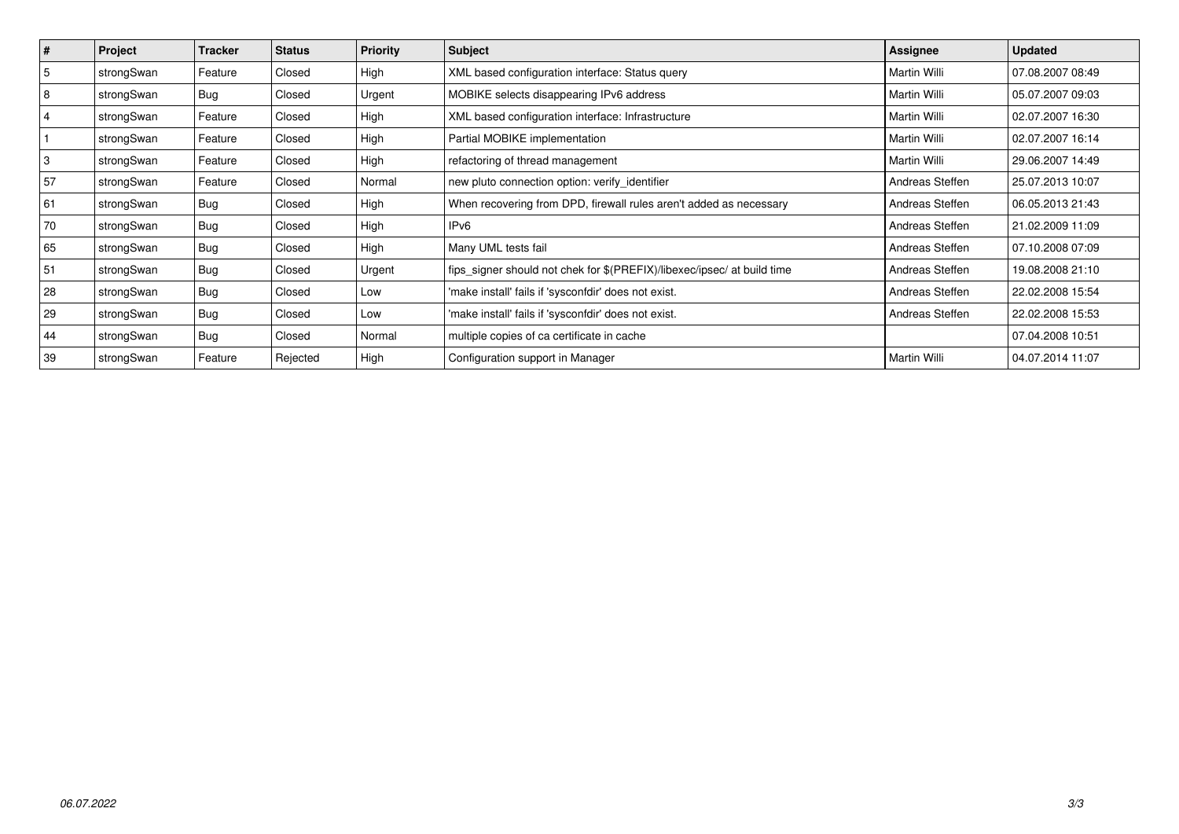| # | Project | Tracker | Status | Priority | Subject | Assignee | Updated |
|---|---|---|---|---|---|---|---|
| 5 | strongSwan | Feature | Closed | High | XML based configuration interface: Status query | Martin Willi | 07.08.2007 08:49 |
| 8 | strongSwan | Bug | Closed | Urgent | MOBIKE selects disappearing IPv6 address | Martin Willi | 05.07.2007 09:03 |
| 4 | strongSwan | Feature | Closed | High | XML based configuration interface: Infrastructure | Martin Willi | 02.07.2007 16:30 |
| 1 | strongSwan | Feature | Closed | High | Partial MOBIKE implementation | Martin Willi | 02.07.2007 16:14 |
| 3 | strongSwan | Feature | Closed | High | refactoring of thread management | Martin Willi | 29.06.2007 14:49 |
| 57 | strongSwan | Feature | Closed | Normal | new pluto connection option: verify_identifier | Andreas Steffen | 25.07.2013 10:07 |
| 61 | strongSwan | Bug | Closed | High | When recovering from DPD, firewall rules aren't added as necessary | Andreas Steffen | 06.05.2013 21:43 |
| 70 | strongSwan | Bug | Closed | High | IPv6 | Andreas Steffen | 21.02.2009 11:09 |
| 65 | strongSwan | Bug | Closed | High | Many UML tests fail | Andreas Steffen | 07.10.2008 07:09 |
| 51 | strongSwan | Bug | Closed | Urgent | fips_signer should not chek for $(PREFIX)/libexec/ipsec/ at build time | Andreas Steffen | 19.08.2008 21:10 |
| 28 | strongSwan | Bug | Closed | Low | 'make install' fails if 'sysconfdir' does not exist. | Andreas Steffen | 22.02.2008 15:54 |
| 29 | strongSwan | Bug | Closed | Low | 'make install' fails if 'sysconfdir' does not exist. | Andreas Steffen | 22.02.2008 15:53 |
| 44 | strongSwan | Bug | Closed | Normal | multiple copies of ca certificate in cache | | 07.04.2008 10:51 |
| 39 | strongSwan | Feature | Rejected | High | Configuration support in Manager | Martin Willi | 04.07.2014 11:07 |

*06.07.2022*